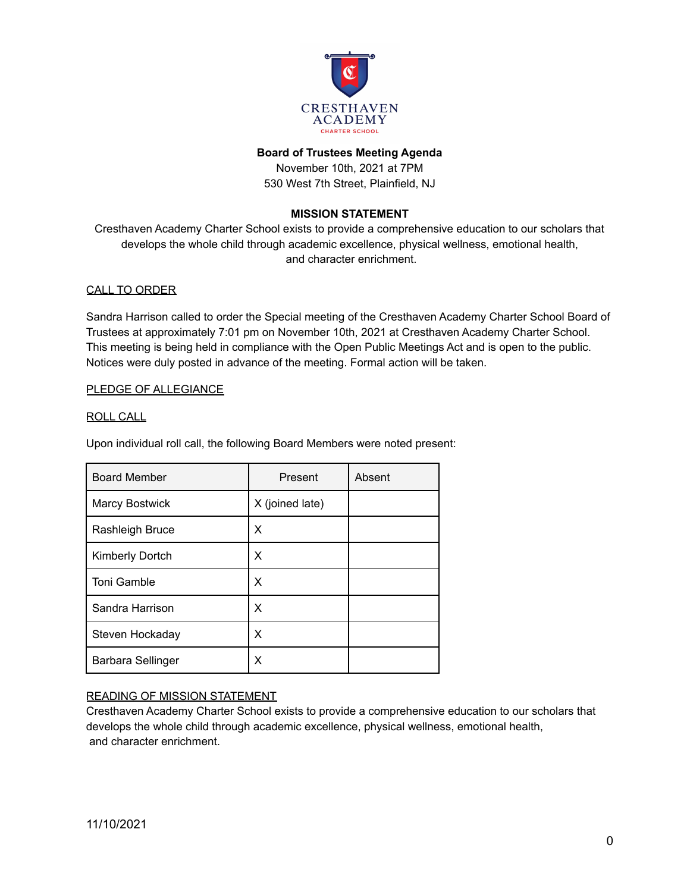CRESTHAVEN ACADEMY
CHARTER SCHOOL

**Board of Trustees Meeting Agenda**
November 10th, 2021 at 7PM
530 West 7th Street, Plainfield, NJ

**MISSION STATEMENT**
Cresthaven Academy Charter School exists to provide a comprehensive education to our scholars that develops the whole child through academic excellence, physical wellness, emotional health, and character enrichment.

CALL TO ORDER

Sandra Harrison called to order the Special meeting of the Cresthaven Academy Charter School Board of Trustees at approximately 7:01 pm on November 10th, 2021 at Cresthaven Academy Charter School. This meeting is being held in compliance with the Open Public Meetings Act and is open to the public. Notices were duly posted in advance of the meeting. Formal action will be taken.

PLEDGE OF ALLEGIANCE

ROLL CALL

Upon individual roll call, the following Board Members were noted present:

| Board Member | Present | Absent |
|---|---|---|
| Marcy Bostwick | X (joined late) | |
| Rashleigh Bruce | X | |
| Kimberly Dortch | X | |
| Toni Gamble | X | |
| Sandra Harrison | X | |
| Steven Hockaday | X | |
| Barbara Sellinger | X | |

READING OF MISSION STATEMENT
Cresthaven Academy Charter School exists to provide a comprehensive education to our scholars that develops the whole child through academic excellence, physical wellness, emotional health, and character enrichment.

11/10/2021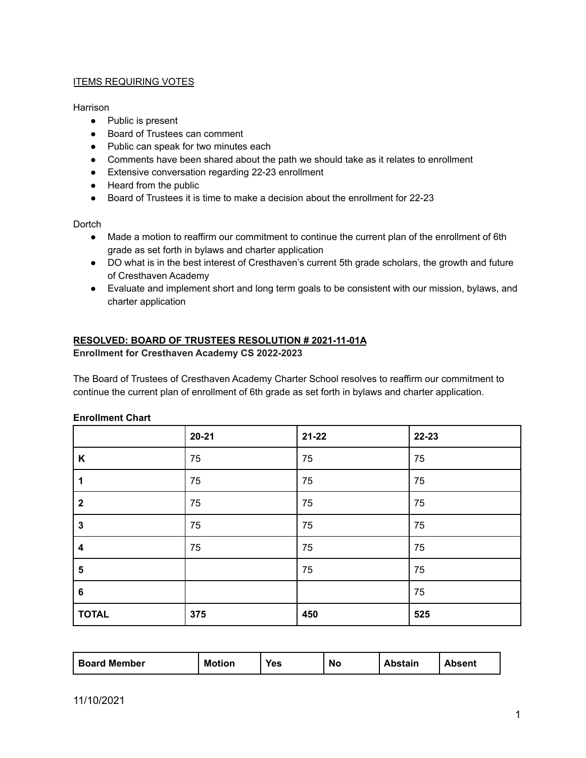<u>ITEMS REQUIRING VOTES</u>

Harrison

- Public is present
- Board of Trustees can comment
- Public can speak for two minutes each
- Comments have been shared about the path we should take as it relates to enrollment
- Extensive conversation regarding 22-23 enrollment
- Heard from the public
- Board of Trustees it is time to make a decision about the enrollment for 22-23

Dortch

- Made a motion to reaffirm our commitment to continue the current plan of the enrollment of 6th grade as set forth in bylaws and charter application
- DO what is in the best interest of Cresthaven's current 5th grade scholars, the growth and future of Cresthaven Academy
- Evaluate and implement short and long term goals to be consistent with our mission, bylaws, and charter application

**<u>RESOLVED: BOARD OF TRUSTEES RESOLUTION # 2021-11-01A</u>**

**Enrollment for Cresthaven Academy CS 2022-2023**

The Board of Trustees of Cresthaven Academy Charter School resolves to reaffirm our commitment to continue the current plan of enrollment of 6th grade as set forth in bylaws and charter application.

**Enrollment Chart**

| | **20-21** | **21-22** | **22-23** |
|---|---|---|---|
| **K** | 75 | 75 | 75 |
| **1** | 75 | 75 | 75 |
| **2** | 75 | 75 | 75 |
| **3** | 75 | 75 | 75 |
| **4** | 75 | 75 | 75 |
| **5** | | 75 | 75 |
| **6** | | | 75 |
| **TOTAL** | **375** | **450** | **525** |

| **Board Member** | **Motion** | **Yes** | **No** | **Abstain** | **Absent** |
|---|---|---|---|---|---|

11/10/2021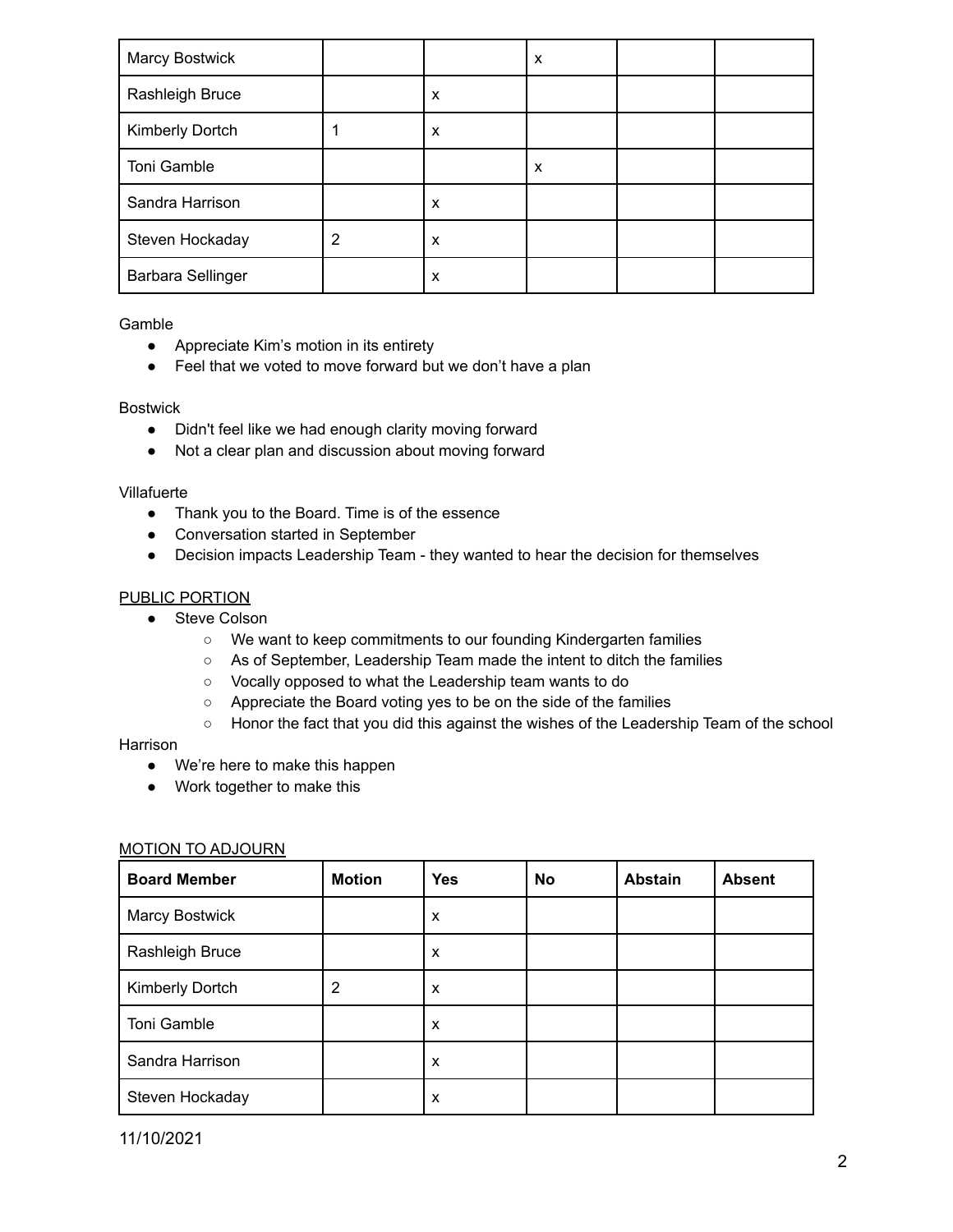| Marcy Bostwick | | | x | | |
|---|---|---|---|---|---|
| Rashleigh Bruce | | x | | | |
| Kimberly Dortch | 1 | x | | | |
| Toni Gamble | | | x | | |
| Sandra Harrison | | x | | | |
| Steven Hockaday | 2 | x | | | |
| Barbara Sellinger | | x | | | |

Gamble

- Appreciate Kim's motion in its entirety
- Feel that we voted to move forward but we don't have a plan

Bostwick

- Didn't feel like we had enough clarity moving forward
- Not a clear plan and discussion about moving forward

Villafuerte

- Thank you to the Board. Time is of the essence
- Conversation started in September
- Decision impacts Leadership Team - they wanted to hear the decision for themselves

PUBLIC PORTION

- Steve Colson
  - We want to keep commitments to our founding Kindergarten families
  - As of September, Leadership Team made the intent to ditch the families
  - Vocally opposed to what the Leadership team wants to do
  - Appreciate the Board voting yes to be on the side of the families
  - Honor the fact that you did this against the wishes of the Leadership Team of the school

Harrison

- We're here to make this happen
- Work together to make this

MOTION TO ADJOURN

| Board Member | Motion | Yes | No | Abstain | Absent |
|---|---|---|---|---|---|
| Marcy Bostwick | | x | | | |
| Rashleigh Bruce | | x | | | |
| Kimberly Dortch | 2 | x | | | |
| Toni Gamble | | x | | | |
| Sandra Harrison | | x | | | |
| Steven Hockaday | | x | | | |

11/10/2021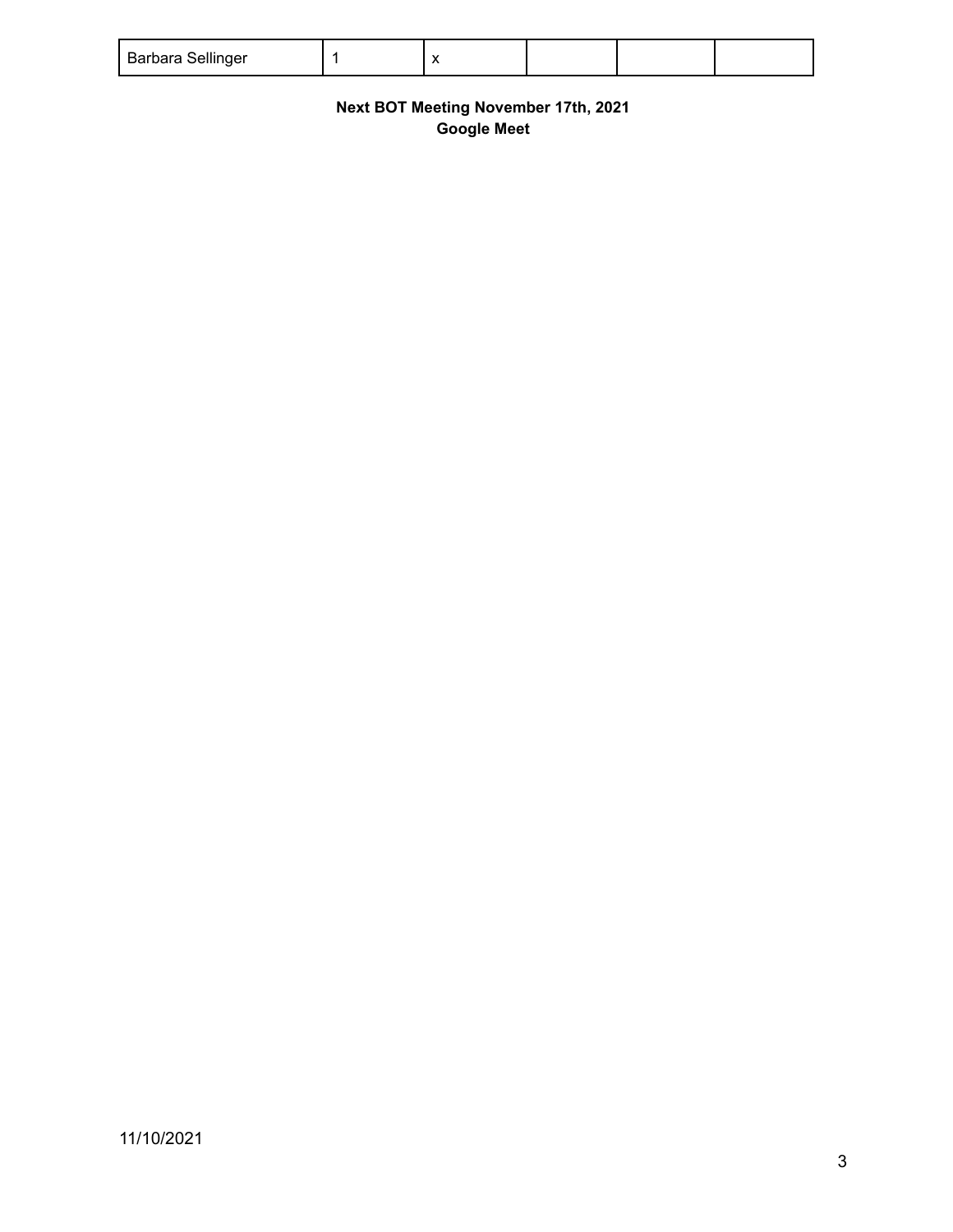| | | | | | |
|---|---|---|---|---|---|
| Barbara Sellinger | 1 | x | | | |

**Next BOT Meeting November 17th, 2021**
**Google Meet**

11/10/2021